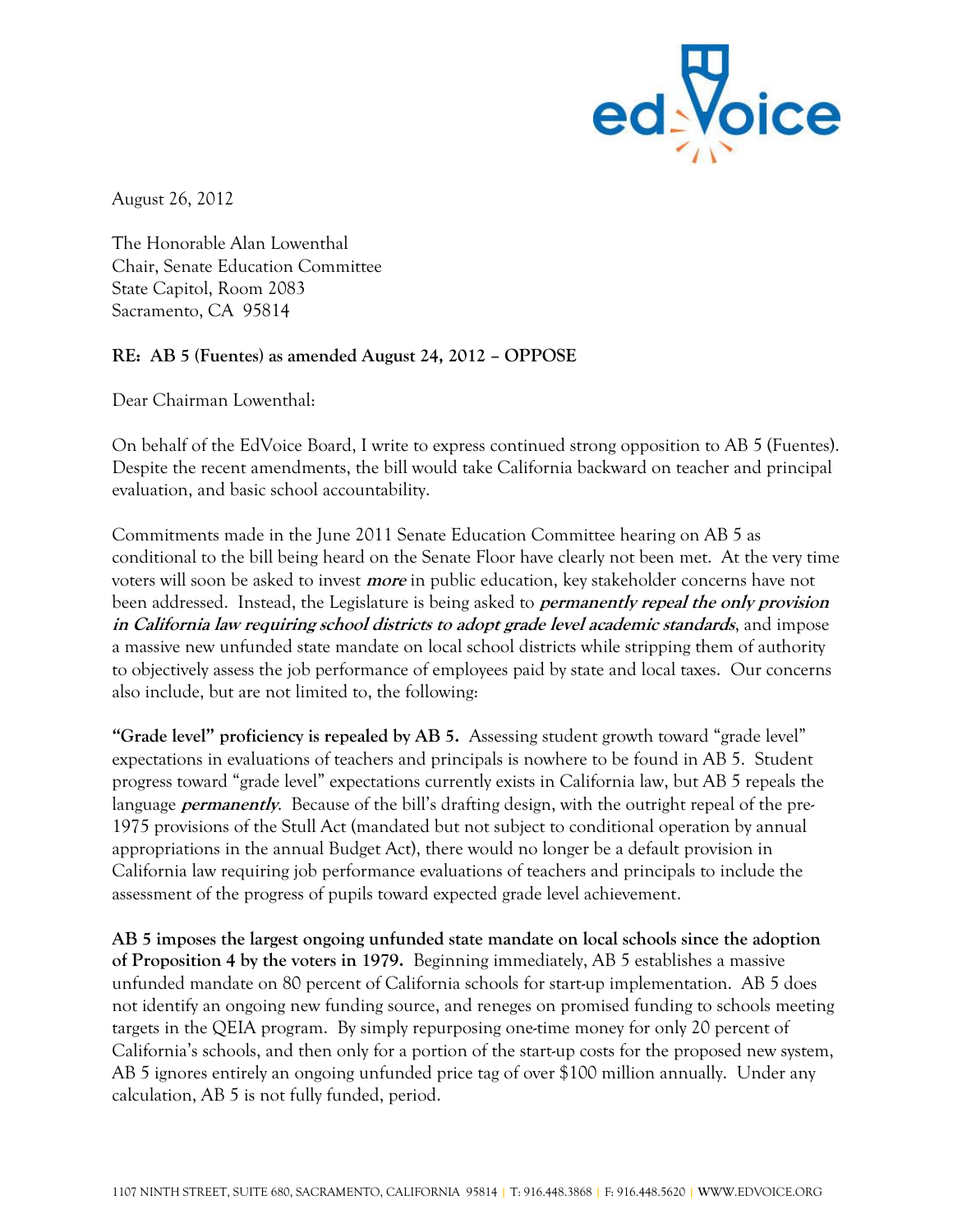August 26, 2012

The Honorable Alan Lowenthal
Chair, Senate Education Committee
State Capitol, Room 2083
Sacramento, CA 95814

**RE: AB 5 (Fuentes) as amended August 24, 2012 – OPPOSE**

Dear Chairman Lowenthal:

On behalf of the EdVoice Board, I write to express continued strong opposition to AB 5 (Fuentes). Despite the recent amendments, the bill would take California backward on teacher and principal evaluation, and basic school accountability.

Commitments made in the June 2011 Senate Education Committee hearing on AB 5 as conditional to the bill being heard on the Senate Floor have clearly not been met. At the very time voters will soon be asked to invest ***more*** in public education, key stakeholder concerns have not been addressed. Instead, the Legislature is being asked to ***permanently repeal the only provision in California law requiring school districts to adopt grade level academic standards***, and impose a massive new unfunded state mandate on local school districts while stripping them of authority to objectively assess the job performance of employees paid by state and local taxes. Our concerns also include, but are not limited to, the following:

**"Grade level" proficiency is repealed by AB 5.** Assessing student growth toward "grade level" expectations in evaluations of teachers and principals is nowhere to be found in AB 5. Student progress toward "grade level" expectations currently exists in California law, but AB 5 repeals the language ***permanently***. Because of the bill's drafting design, with the outright repeal of the pre-1975 provisions of the Stull Act (mandated but not subject to conditional operation by annual appropriations in the annual Budget Act), there would no longer be a default provision in California law requiring job performance evaluations of teachers and principals to include the assessment of the progress of pupils toward expected grade level achievement.

**AB 5 imposes the largest ongoing unfunded state mandate on local schools since the adoption of Proposition 4 by the voters in 1979.** Beginning immediately, AB 5 establishes a massive unfunded mandate on 80 percent of California schools for start-up implementation. AB 5 does not identify an ongoing new funding source, and reneges on promised funding to schools meeting targets in the QEIA program. By simply repurposing one-time money for only 20 percent of California's schools, and then only for a portion of the start-up costs for the proposed new system, AB 5 ignores entirely an ongoing unfunded price tag of over $100 million annually. Under any calculation, AB 5 is not fully funded, period.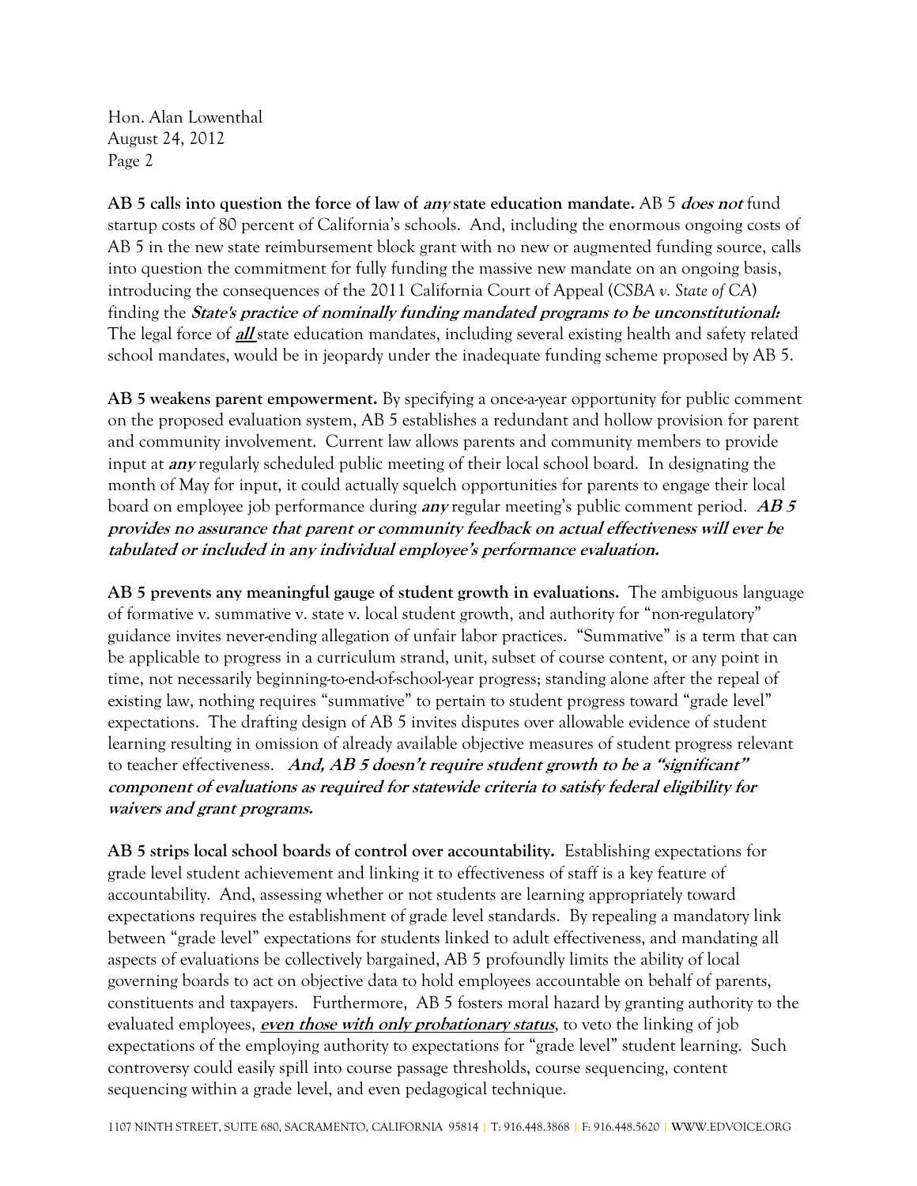**AB 5 calls into question the force of law of *any* state education mandate.** AB 5 ***does not*** fund startup costs of 80 percent of California's schools. And, including the enormous ongoing costs of AB 5 in the new state reimbursement block grant with no new or augmented funding source, calls into question the commitment for fully funding the massive new mandate on an ongoing basis, introducing the consequences of the 2011 California Court of Appeal (*CSBA v. State of CA*) finding the ***State's practice of nominally funding mandated programs to be unconstitutional:*** The legal force of ***all*** state education mandates, including several existing health and safety related school mandates, would be in jeopardy under the inadequate funding scheme proposed by AB 5.

**AB 5 weakens parent empowerment.** By specifying a once-a-year opportunity for public comment on the proposed evaluation system, AB 5 establishes a redundant and hollow provision for parent and community involvement. Current law allows parents and community members to provide input at ***any*** regularly scheduled public meeting of their local school board. In designating the month of May for input, it could actually squelch opportunities for parents to engage their local board on employee job performance during ***any*** regular meeting's public comment period. ***AB 5 provides no assurance that parent or community feedback on actual effectiveness will ever be tabulated or included in any individual employee's performance evaluation.***

**AB 5 prevents any meaningful gauge of student growth in evaluations.** The ambiguous language of formative v. summative v. state v. local student growth, and authority for "non-regulatory" guidance invites never-ending allegation of unfair labor practices. "Summative" is a term that can be applicable to progress in a curriculum strand, unit, subset of course content, or any point in time, not necessarily beginning-to-end-of-school-year progress; standing alone after the repeal of existing law, nothing requires "summative" to pertain to student progress toward "grade level" expectations. The drafting design of AB 5 invites disputes over allowable evidence of student learning resulting in omission of already available objective measures of student progress relevant to teacher effectiveness. ***And, AB 5 doesn't require student growth to be a "significant" component of evaluations as required for statewide criteria to satisfy federal eligibility for waivers and grant programs.***

**AB 5 strips local school boards of control over accountability.** Establishing expectations for grade level student achievement and linking it to effectiveness of staff is a key feature of accountability. And, assessing whether or not students are learning appropriately toward expectations requires the establishment of grade level standards. By repealing a mandatory link between "grade level" expectations for students linked to adult effectiveness, and mandating all aspects of evaluations be collectively bargained, AB 5 profoundly limits the ability of local governing boards to act on objective data to hold employees accountable on behalf of parents, constituents and taxpayers. Furthermore, AB 5 fosters moral hazard by granting authority to the evaluated employees, ***even those with only probationary status***, to veto the linking of job expectations of the employing authority to expectations for "grade level" student learning. Such controversy could easily spill into course passage thresholds, course sequencing, content sequencing within a grade level, and even pedagogical technique.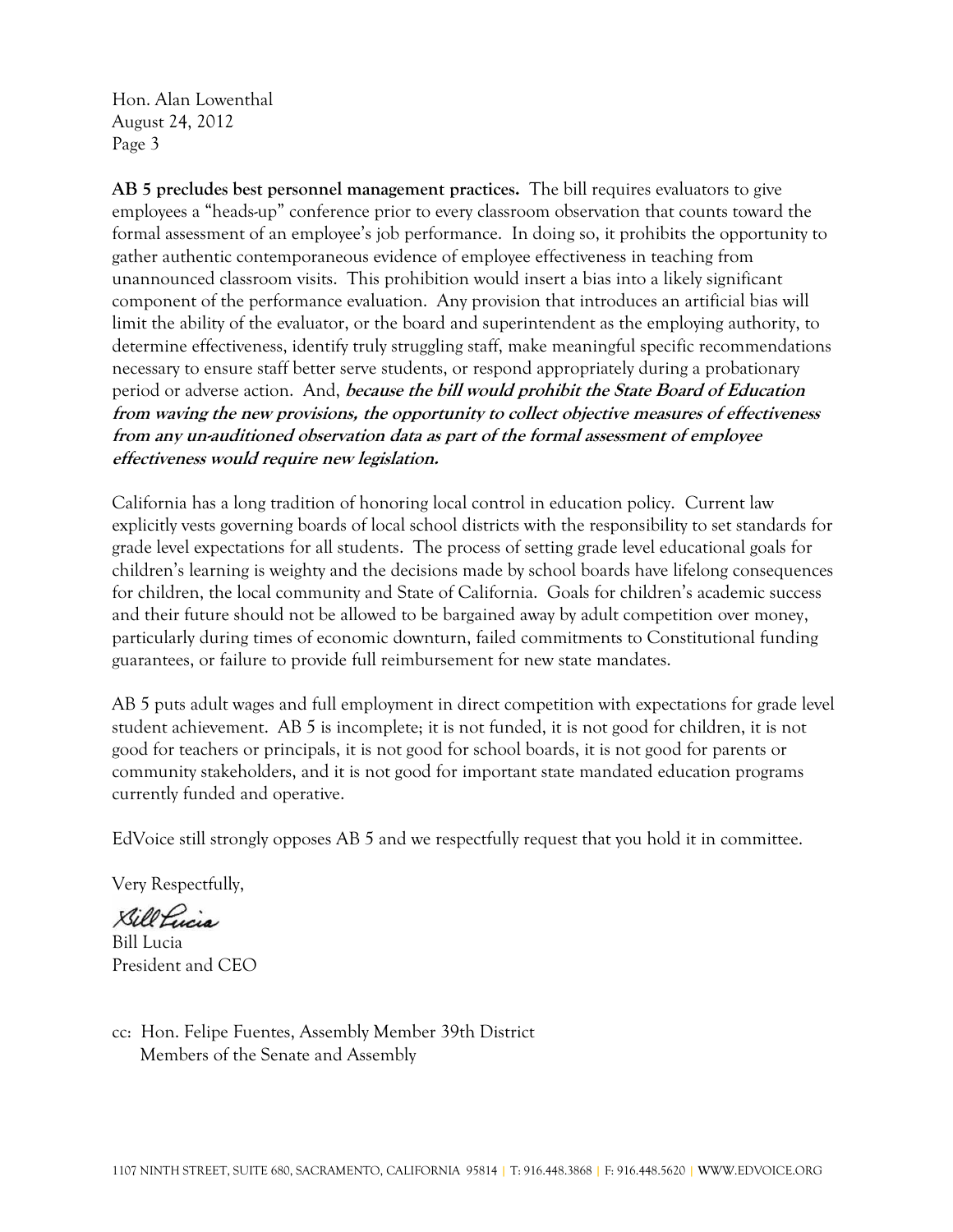Hon. Alan Lowenthal
August 24, 2012
Page 3

**AB 5 precludes best personnel management practices.** The bill requires evaluators to give employees a "heads-up" conference prior to every classroom observation that counts toward the formal assessment of an employee's job performance. In doing so, it prohibits the opportunity to gather authentic contemporaneous evidence of employee effectiveness in teaching from unannounced classroom visits. This prohibition would insert a bias into a likely significant component of the performance evaluation. Any provision that introduces an artificial bias will limit the ability of the evaluator, or the board and superintendent as the employing authority, to determine effectiveness, identify truly struggling staff, make meaningful specific recommendations necessary to ensure staff better serve students, or respond appropriately during a probationary period or adverse action. And, ***because the bill would prohibit the State Board of Education from waving the new provisions, the opportunity to collect objective measures of effectiveness from any un-auditioned observation data as part of the formal assessment of employee effectiveness would require new legislation.***

California has a long tradition of honoring local control in education policy. Current law explicitly vests governing boards of local school districts with the responsibility to set standards for grade level expectations for all students. The process of setting grade level educational goals for children's learning is weighty and the decisions made by school boards have lifelong consequences for children, the local community and State of California. Goals for children's academic success and their future should not be allowed to be bargained away by adult competition over money, particularly during times of economic downturn, failed commitments to Constitutional funding guarantees, or failure to provide full reimbursement for new state mandates.

AB 5 puts adult wages and full employment in direct competition with expectations for grade level student achievement. AB 5 is incomplete; it is not funded, it is not good for children, it is not good for teachers or principals, it is not good for school boards, it is not good for parents or community stakeholders, and it is not good for important state mandated education programs currently funded and operative.

EdVoice still strongly opposes AB 5 and we respectfully request that you hold it in committee.

Very Respectfully,

Bill Lucia

Bill Lucia
President and CEO

cc: Hon. Felipe Fuentes, Assembly Member 39th District
Members of the Senate and Assembly

1107 NINTH STREET, SUITE 680, SACRAMENTO, CALIFORNIA 95814 | T: 916.448.3868 | F: 916.448.5620 | WWW.EDVOICE.ORG